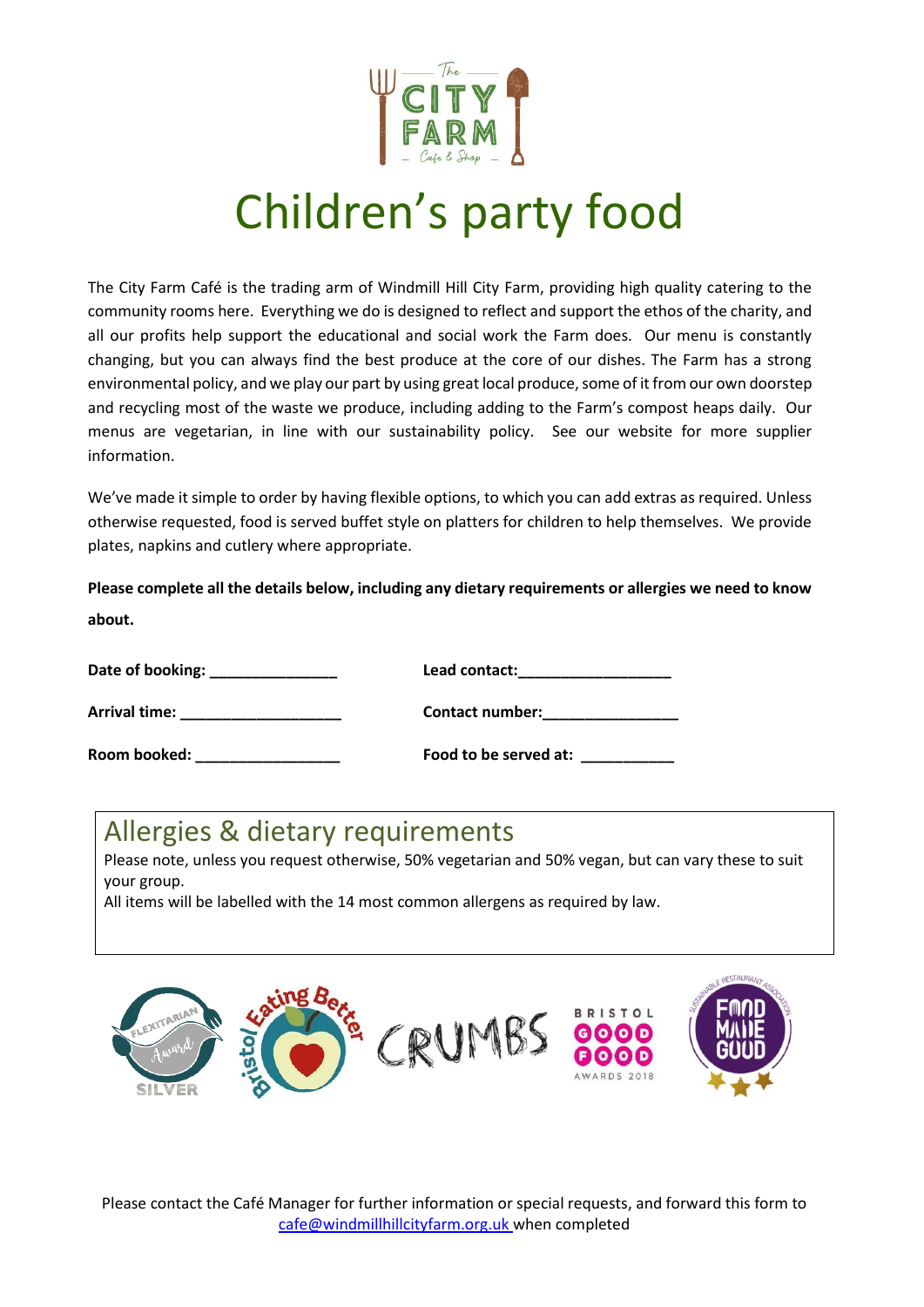# Children's party food

The City Farm Café is the trading arm of Windmill Hill City Farm, providing high quality catering to the community rooms here. Everything we do is designed to reflect and support the ethos of the charity, and all our profits help support the educational and social work the Farm does. Our menu is constantly changing, but you can always find the best produce at the core of our dishes. The Farm has a strong environmental policy, and we play our part by using great local produce, some of it from our own doorstep and recycling most of the waste we produce, including adding to the Farm's compost heaps daily. Our menus are vegetarian, in line with our sustainability policy. See our website for more supplier information.

We've made it simple to order by having flexible options, to which you can add extras as required. Unless otherwise requested, food is served buffet style on platters for children to help themselves. We provide plates, napkins and cutlery where appropriate.

**Please complete all the details below, including any dietary requirements or allergies we need to know about.**

**Date of booking:** _______________

**Arrival time:** ___________________

**Room booked:** _________________

**Lead contact:**__________________

**Contact number:**________________

**Food to be served at:** ___________

## Allergies & dietary requirements

Please note, unless you request otherwise, 50% vegetarian and 50% vegan, but can vary these to suit your group.
All items will be labelled with the 14 most common allergens as required by law.

Please contact the Café Manager for further information or special requests, and forward this form to cafe@windmillhillcityfarm.org.uk when completed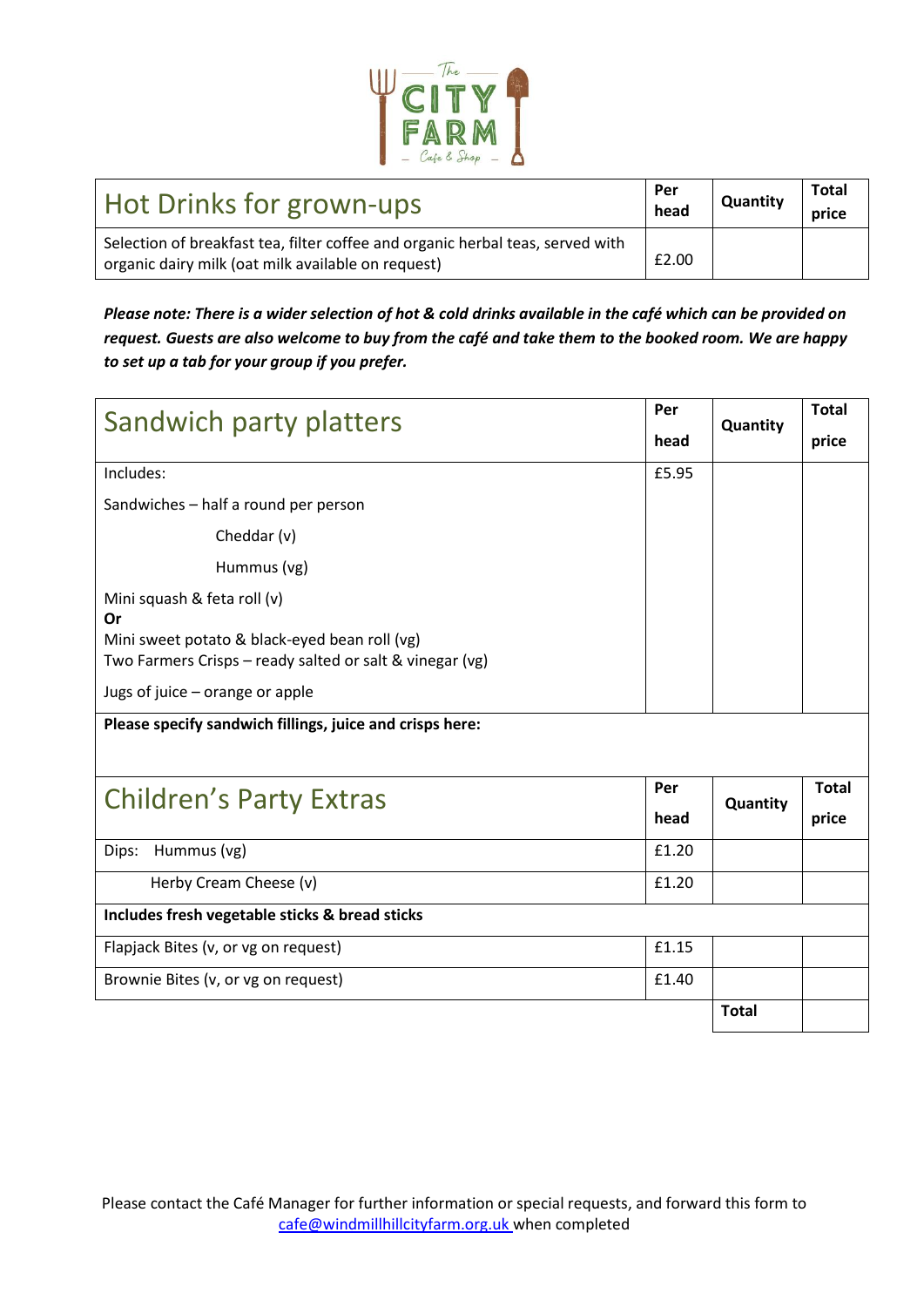| Hot Drinks for grown-ups | Per head | Quantity | Total price |
|---|---|---|---|
| Selection of breakfast tea, filter coffee and organic herbal teas, served with organic dairy milk (oat milk available on request) | £2.00 | | |

***Please note: There is a wider selection of hot & cold drinks available in the café which can be provided on request. Guests are also welcome to buy from the café and take them to the booked room. We are happy to set up a tab for your group if you prefer.***

| Sandwich party platters | Per head | Quantity | Total price |
|---|---|---|---|
| Includes:<br><br>Sandwiches – half a round per person<br>Cheddar (v)<br>Hummus (vg)<br><br>Mini squash & feta roll (v)<br>**Or**<br>Mini sweet potato & black-eyed bean roll (vg)<br>Two Farmers Crisps – ready salted or salt & vinegar (vg)<br><br>Jugs of juice – orange or apple | £5.95 | | |
| **Please specify sandwich fillings, juice and crisps here:** | | | |

| Children's Party Extras | Per head | Quantity | Total price |
|---|---|---|---|
| Dips: Hummus (vg) | £1.20 | | |
| Herby Cream Cheese (v) | £1.20 | | |
| **Includes fresh vegetable sticks & bread sticks** | | | |
| Flapjack Bites (v, or vg on request) | £1.15 | | |
| Brownie Bites (v, or vg on request) | £1.40 | | |
| | | **Total** | |

Please contact the Café Manager for further information or special requests, and forward this form to cafe@windmillhillcityfarm.org.uk when completed